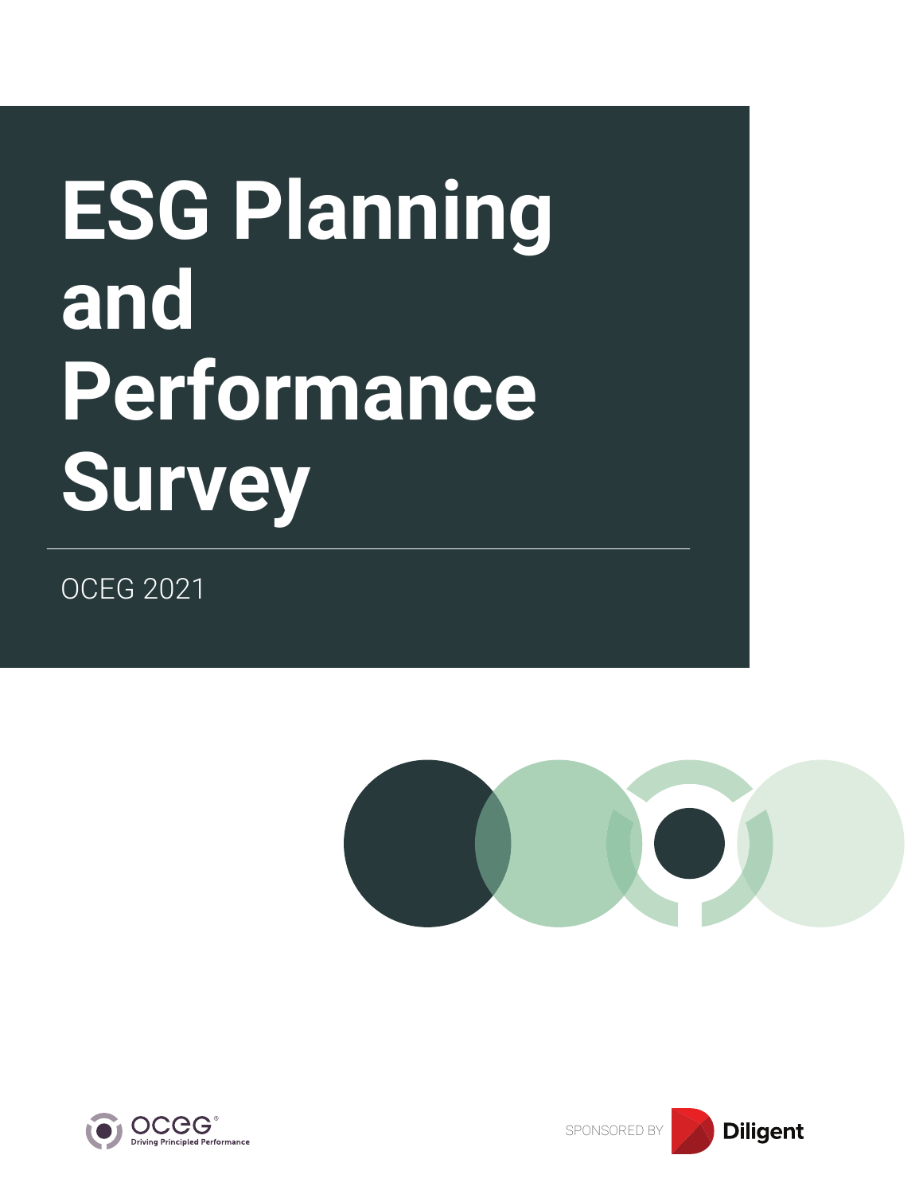# ESG Planning and Performance Survey

OCEG 2021

OCEG® Driving Principled Performance

SPONSORED BY Diligent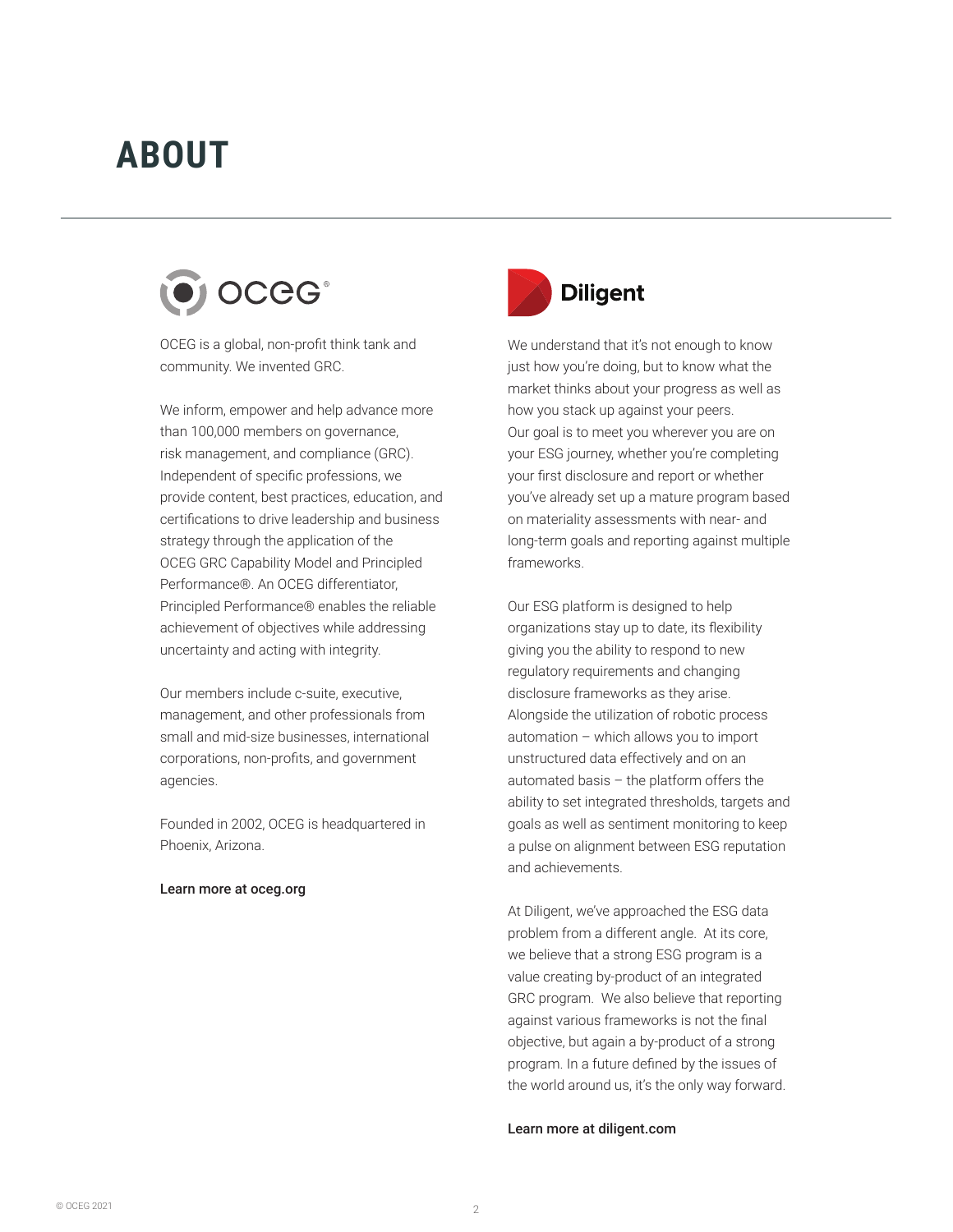# ABOUT

## OCEG

OCEG is a global, non-profit think tank and community. We invented GRC.

We inform, empower and help advance more than 100,000 members on governance, risk management, and compliance (GRC). Independent of specific professions, we provide content, best practices, education, and certifications to drive leadership and business strategy through the application of the OCEG GRC Capability Model and Principled Performance®. An OCEG differentiator, Principled Performance® enables the reliable achievement of objectives while addressing uncertainty and acting with integrity.

Our members include c-suite, executive, management, and other professionals from small and mid-size businesses, international corporations, non-profits, and government agencies.

Founded in 2002, OCEG is headquartered in Phoenix, Arizona.

Learn more at oceg.org

## Diligent

We understand that it's not enough to know just how you're doing, but to know what the market thinks about your progress as well as how you stack up against your peers. Our goal is to meet you wherever you are on your ESG journey, whether you're completing your first disclosure and report or whether you've already set up a mature program based on materiality assessments with near- and long-term goals and reporting against multiple frameworks.

Our ESG platform is designed to help organizations stay up to date, its flexibility giving you the ability to respond to new regulatory requirements and changing disclosure frameworks as they arise. Alongside the utilization of robotic process automation – which allows you to import unstructured data effectively and on an automated basis – the platform offers the ability to set integrated thresholds, targets and goals as well as sentiment monitoring to keep a pulse on alignment between ESG reputation and achievements.

At Diligent, we've approached the ESG data problem from a different angle. At its core, we believe that a strong ESG program is a value creating by-product of an integrated GRC program. We also believe that reporting against various frameworks is not the final objective, but again a by-product of a strong program. In a future defined by the issues of the world around us, it's the only way forward.

Learn more at diligent.com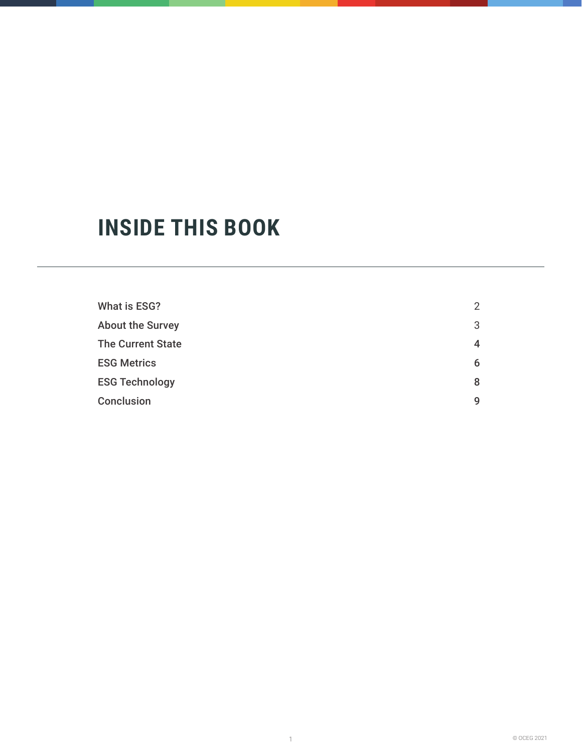# INSIDE THIS BOOK

| | |
|---|---|
| What is ESG? | 2 |
| About the Survey | 3 |
| The Current State | 4 |
| ESG Metrics | 6 |
| ESG Technology | 8 |
| Conclusion | 9 |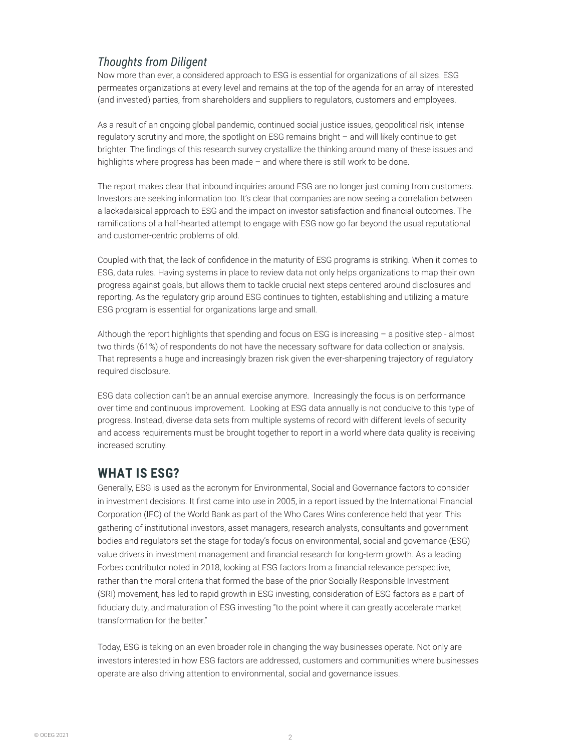*Thoughts from Diligent*

Now more than ever, a considered approach to ESG is essential for organizations of all sizes. ESG permeates organizations at every level and remains at the top of the agenda for an array of interested (and invested) parties, from shareholders and suppliers to regulators, customers and employees.

As a result of an ongoing global pandemic, continued social justice issues, geopolitical risk, intense regulatory scrutiny and more, the spotlight on ESG remains bright – and will likely continue to get brighter. The findings of this research survey crystallize the thinking around many of these issues and highlights where progress has been made – and where there is still work to be done.

The report makes clear that inbound inquiries around ESG are no longer just coming from customers. Investors are seeking information too. It's clear that companies are now seeing a correlation between a lackadaisical approach to ESG and the impact on investor satisfaction and financial outcomes. The ramifications of a half-hearted attempt to engage with ESG now go far beyond the usual reputational and customer-centric problems of old.

Coupled with that, the lack of confidence in the maturity of ESG programs is striking. When it comes to ESG, data rules. Having systems in place to review data not only helps organizations to map their own progress against goals, but allows them to tackle crucial next steps centered around disclosures and reporting. As the regulatory grip around ESG continues to tighten, establishing and utilizing a mature ESG program is essential for organizations large and small.

Although the report highlights that spending and focus on ESG is increasing – a positive step - almost two thirds (61%) of respondents do not have the necessary software for data collection or analysis. That represents a huge and increasingly brazen risk given the ever-sharpening trajectory of regulatory required disclosure.

ESG data collection can't be an annual exercise anymore. Increasingly the focus is on performance over time and continuous improvement. Looking at ESG data annually is not conducive to this type of progress. Instead, diverse data sets from multiple systems of record with different levels of security and access requirements must be brought together to report in a world where data quality is receiving increased scrutiny.

## WHAT IS ESG?

Generally, ESG is used as the acronym for Environmental, Social and Governance factors to consider in investment decisions. It first came into use in 2005, in a report issued by the International Financial Corporation (IFC) of the World Bank as part of the Who Cares Wins conference held that year. This gathering of institutional investors, asset managers, research analysts, consultants and government bodies and regulators set the stage for today's focus on environmental, social and governance (ESG) value drivers in investment management and financial research for long-term growth. As a leading Forbes contributor noted in 2018, looking at ESG factors from a financial relevance perspective, rather than the moral criteria that formed the base of the prior Socially Responsible Investment (SRI) movement, has led to rapid growth in ESG investing, consideration of ESG factors as a part of fiduciary duty, and maturation of ESG investing "to the point where it can greatly accelerate market transformation for the better."

Today, ESG is taking on an even broader role in changing the way businesses operate. Not only are investors interested in how ESG factors are addressed, customers and communities where businesses operate are also driving attention to environmental, social and governance issues.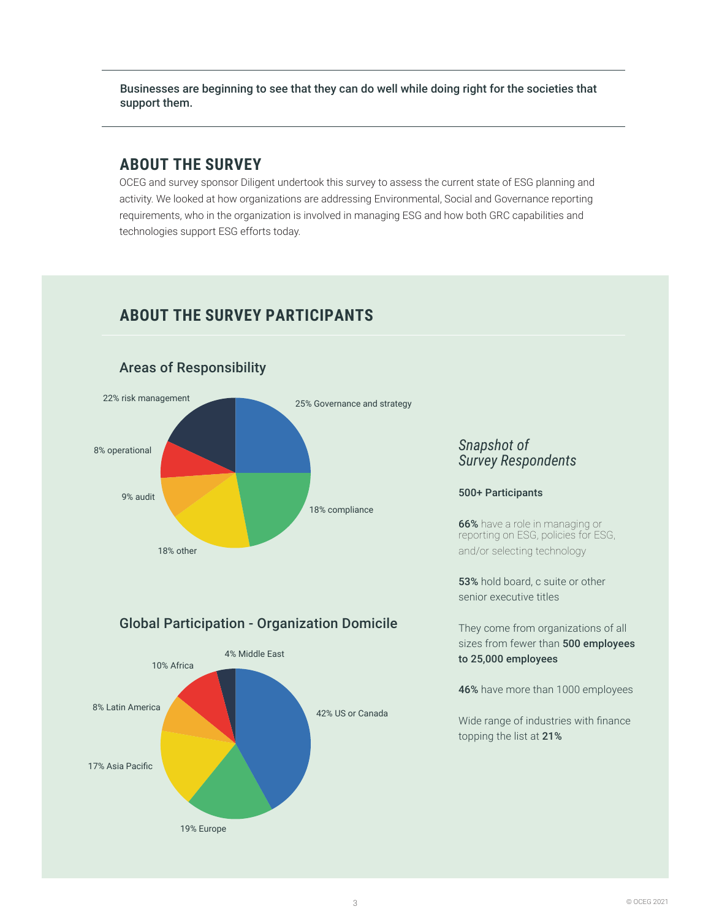**Businesses are beginning to see that they can do well while doing right for the societies that support them.**

## ABOUT THE SURVEY

OCEG and survey sponsor Diligent undertook this survey to assess the current state of ESG planning and activity. We looked at how organizations are addressing Environmental, Social and Governance reporting requirements, who in the organization is involved in managing ESG and how both GRC capabilities and technologies support ESG efforts today.

## ABOUT THE SURVEY PARTICIPANTS

### Areas of Responsibility

22% risk management
25% Governance and strategy
8% operational
9% audit
18% compliance
18% other

### Global Participation - Organization Domicile

4% Middle East
10% Africa
8% Latin America
42% US or Canada
17% Asia Pacific
19% Europe

### *Snapshot of Survey Respondents*

**500+ Participants**

**66%** have a role in managing or reporting on ESG, policies for ESG, and/or selecting technology

**53%** hold board, c suite or other senior executive titles

They come from organizations of all sizes from fewer than **500 employees to 25,000 employees**

**46%** have more than 1000 employees

Wide range of industries with finance topping the list at **21%**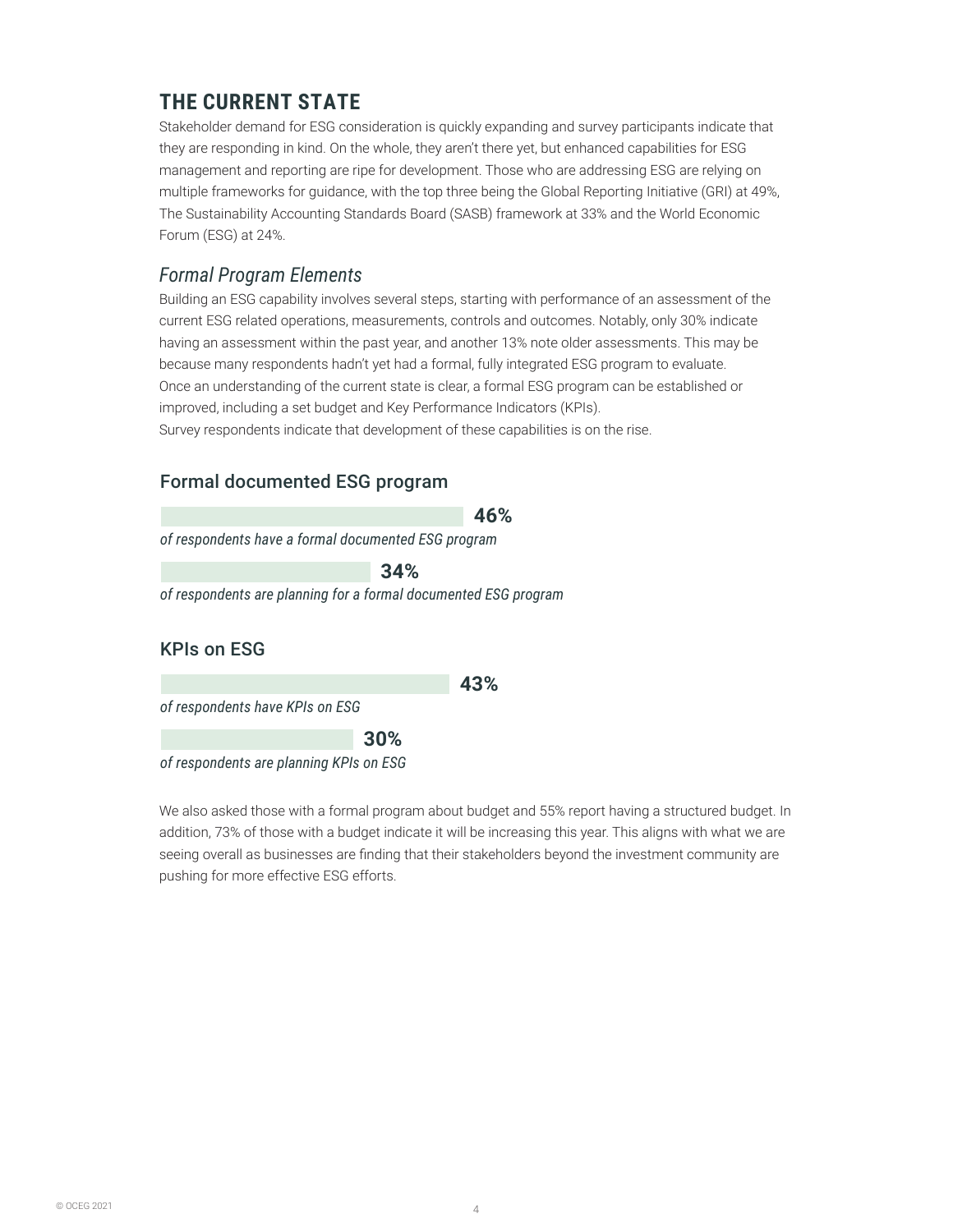## THE CURRENT STATE

Stakeholder demand for ESG consideration is quickly expanding and survey participants indicate that they are responding in kind. On the whole, they aren't there yet, but enhanced capabilities for ESG management and reporting are ripe for development. Those who are addressing ESG are relying on multiple frameworks for guidance, with the top three being the Global Reporting Initiative (GRI) at 49%, The Sustainability Accounting Standards Board (SASB) framework at 33% and the World Economic Forum (ESG) at 24%.

### *Formal Program Elements*

Building an ESG capability involves several steps, starting with performance of an assessment of the current ESG related operations, measurements, controls and outcomes. Notably, only 30% indicate having an assessment within the past year, and another 13% note older assessments. This may be because many respondents hadn't yet had a formal, fully integrated ESG program to evaluate.
Once an understanding of the current state is clear, a formal ESG program can be established or improved, including a set budget and Key Performance Indicators (KPIs).
Survey respondents indicate that development of these capabilities is on the rise.

#### Formal documented ESG program

**46%**
*of respondents have a formal documented ESG program*

**34%**
*of respondents are planning for a formal documented ESG program*

#### KPIs on ESG

**43%**
*of respondents have KPIs on ESG*

**30%**
*of respondents are planning KPIs on ESG*

We also asked those with a formal program about budget and 55% report having a structured budget. In addition, 73% of those with a budget indicate it will be increasing this year. This aligns with what we are seeing overall as businesses are finding that their stakeholders beyond the investment community are pushing for more effective ESG efforts.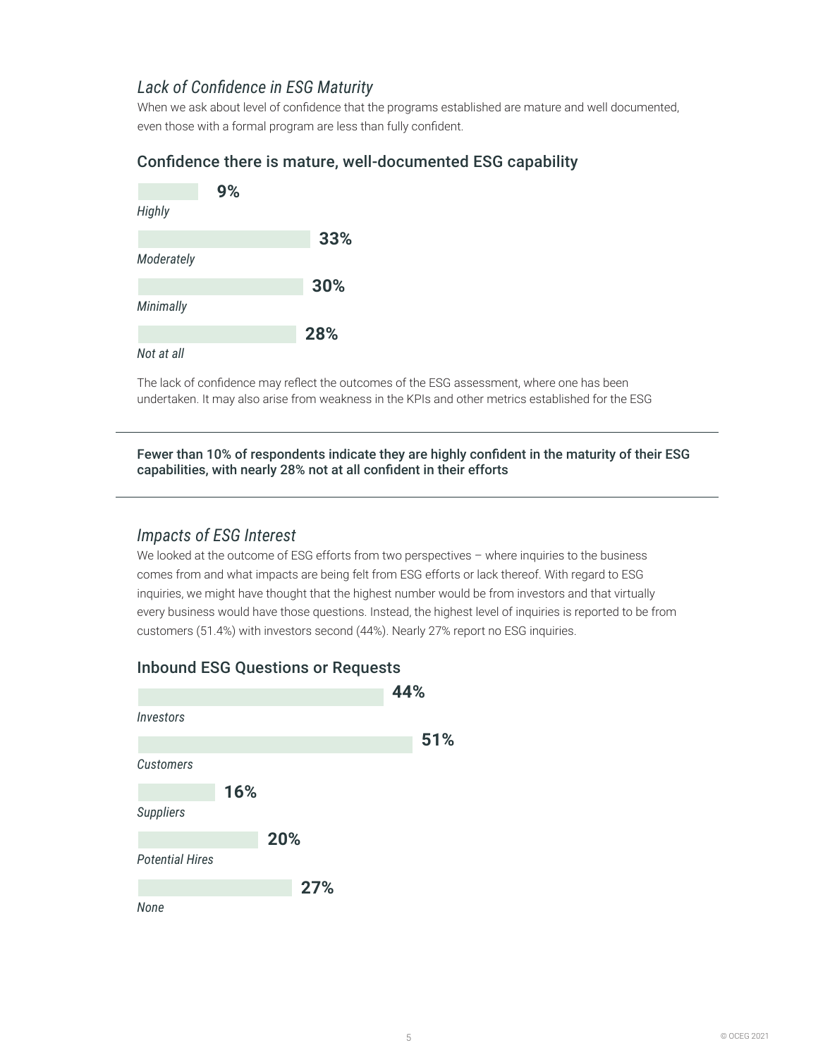## *Lack of Confidence in ESG Maturity*

When we ask about level of confidence that the programs established are mature and well documented, even those with a formal program are less than fully confident.

### Confidence there is mature, well-documented ESG capability

**9%**
*Highly*

**33%**
*Moderately*

**30%**
*Minimally*

**28%**
*Not at all*

The lack of confidence may reflect the outcomes of the ESG assessment, where one has been undertaken. It may also arise from weakness in the KPIs and other metrics established for the ESG

---

**Fewer than 10% of respondents indicate they are highly confident in the maturity of their ESG capabilities, with nearly 28% not at all confident in their efforts**

---

## *Impacts of ESG Interest*

We looked at the outcome of ESG efforts from two perspectives – where inquiries to the business comes from and what impacts are being felt from ESG efforts or lack thereof. With regard to ESG inquiries, we might have thought that the highest number would be from investors and that virtually every business would have those questions. Instead, the highest level of inquiries is reported to be from customers (51.4%) with investors second (44%). Nearly 27% report no ESG inquiries.

### Inbound ESG Questions or Requests

**44%**
*Investors*

**51%**
*Customers*

**16%**
*Suppliers*

**20%**
*Potential Hires*

**27%**
*None*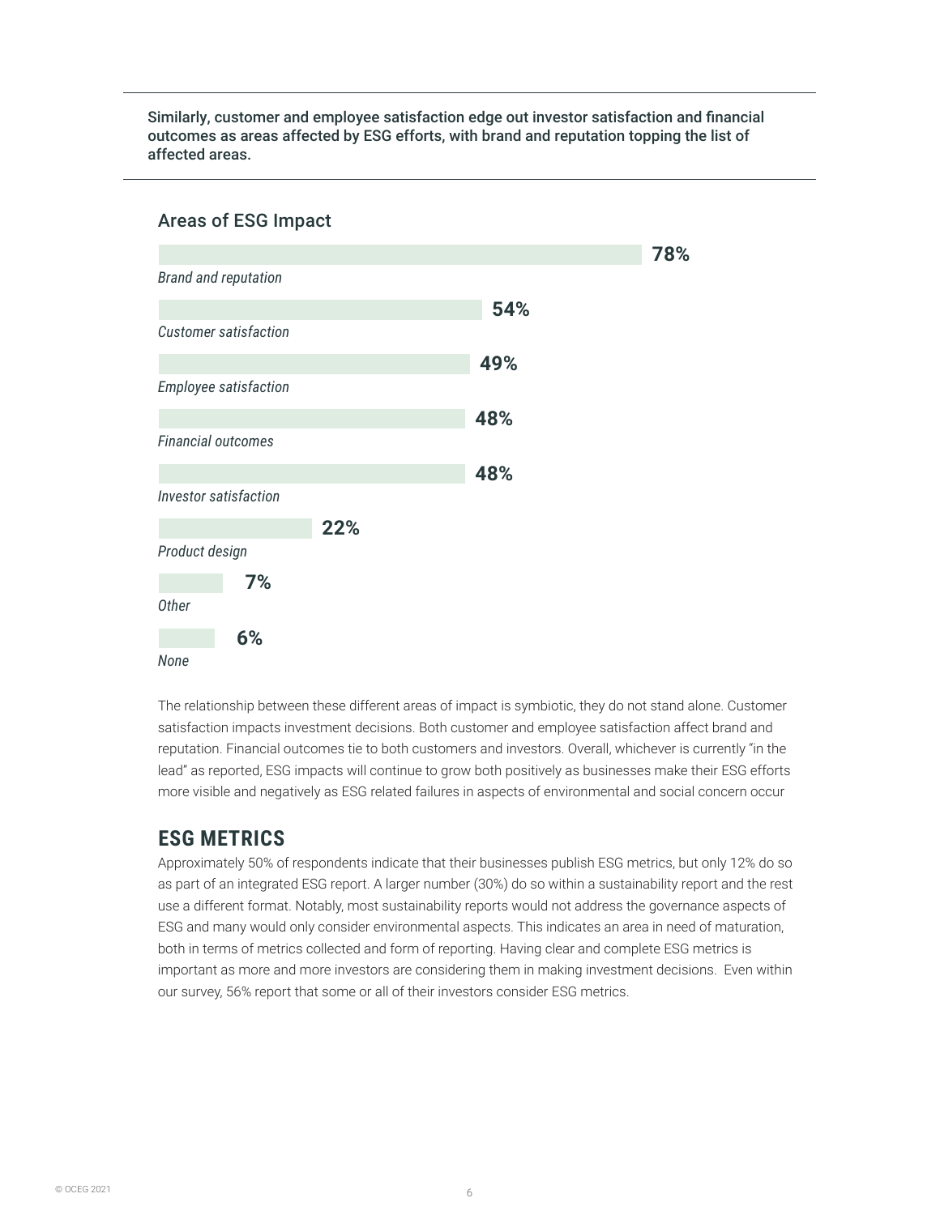Similarly, customer and employee satisfaction edge out investor satisfaction and financial outcomes as areas affected by ESG efforts, with brand and reputation topping the list of affected areas.

Areas of ESG Impact

78%
*Brand and reputation*

54%
*Customer satisfaction*

49%
*Employee satisfaction*

48%
*Financial outcomes*

48%
*Investor satisfaction*

22%
*Product design*

7%
*Other*

6%
*None*

The relationship between these different areas of impact is symbiotic, they do not stand alone. Customer satisfaction impacts investment decisions. Both customer and employee satisfaction affect brand and reputation. Financial outcomes tie to both customers and investors. Overall, whichever is currently "in the lead" as reported, ESG impacts will continue to grow both positively as businesses make their ESG efforts more visible and negatively as ESG related failures in aspects of environmental and social concern occur

## ESG METRICS

Approximately 50% of respondents indicate that their businesses publish ESG metrics, but only 12% do so as part of an integrated ESG report. A larger number (30%) do so within a sustainability report and the rest use a different format. Notably, most sustainability reports would not address the governance aspects of ESG and many would only consider environmental aspects. This indicates an area in need of maturation, both in terms of metrics collected and form of reporting. Having clear and complete ESG metrics is important as more and more investors are considering them in making investment decisions. Even within our survey, 56% report that some or all of their investors consider ESG metrics.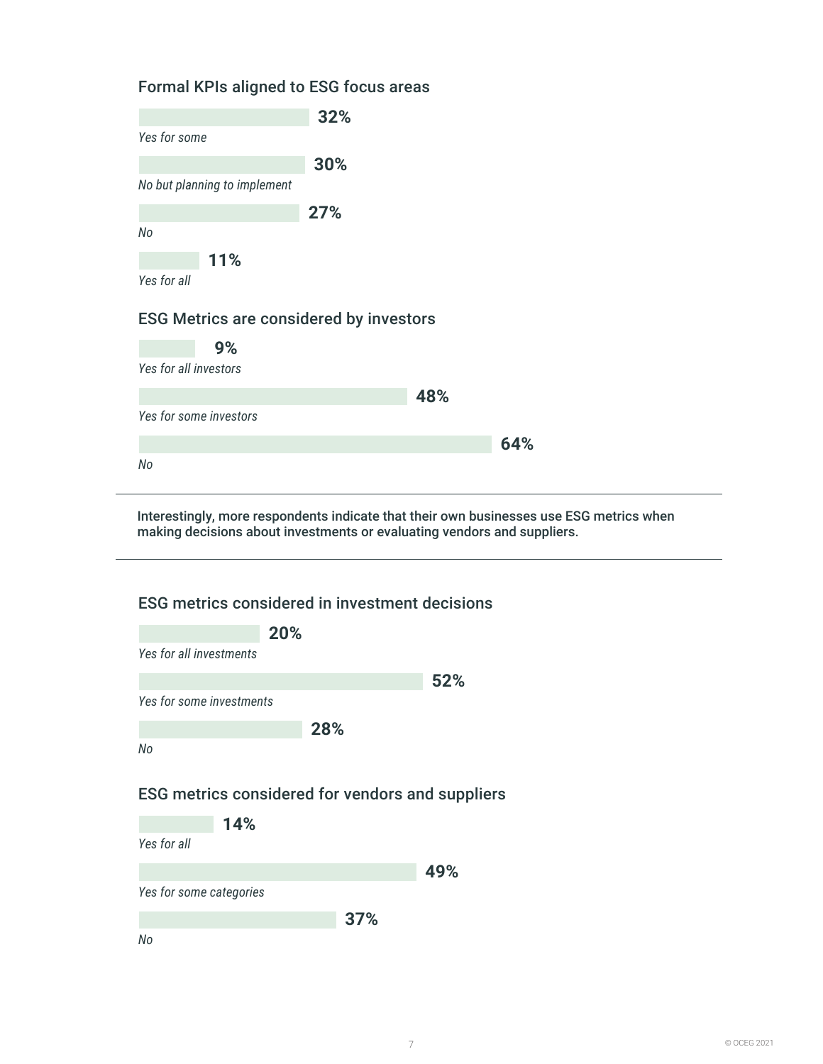### Formal KPIs aligned to ESG focus areas

32%
*Yes for some*

30%
*No but planning to implement*

27%
*No*

11%
*Yes for all*

### ESG Metrics are considered by investors

9%
*Yes for all investors*

48%
*Yes for some investors*

64%
*No*

---

Interestingly, more respondents indicate that their own businesses use ESG metrics when making decisions about investments or evaluating vendors and suppliers.

---

### ESG metrics considered in investment decisions

20%
*Yes for all investments*

52%
*Yes for some investments*

28%
*No*

### ESG metrics considered for vendors and suppliers

14%
*Yes for all*

49%
*Yes for some categories*

37%
*No*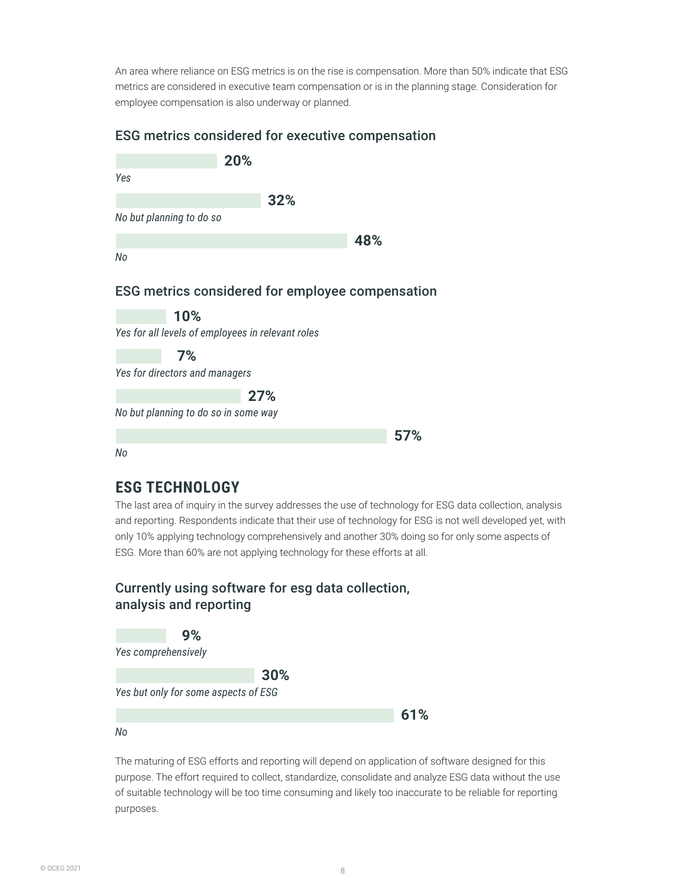An area where reliance on ESG metrics is on the rise is compensation. More than 50% indicate that ESG metrics are considered in executive team compensation or is in the planning stage. Consideration for employee compensation is also underway or planned.

### ESG metrics considered for executive compensation

**20%**
*Yes*

**32%**
*No but planning to do so*

**48%**
*No*

### ESG metrics considered for employee compensation

**10%**
*Yes for all levels of employees in relevant roles*

**7%**
*Yes for directors and managers*

**27%**
*No but planning to do so in some way*

**57%**
*No*

## ESG TECHNOLOGY

The last area of inquiry in the survey addresses the use of technology for ESG data collection, analysis and reporting. Respondents indicate that their use of technology for ESG is not well developed yet, with only 10% applying technology comprehensively and another 30% doing so for only some aspects of ESG. More than 60% are not applying technology for these efforts at all.

### Currently using software for esg data collection, analysis and reporting

**9%**
*Yes comprehensively*

**30%**
*Yes but only for some aspects of ESG*

**61%**
*No*

The maturing of ESG efforts and reporting will depend on application of software designed for this purpose. The effort required to collect, standardize, consolidate and analyze ESG data without the use of suitable technology will be too time consuming and likely too inaccurate to be reliable for reporting purposes.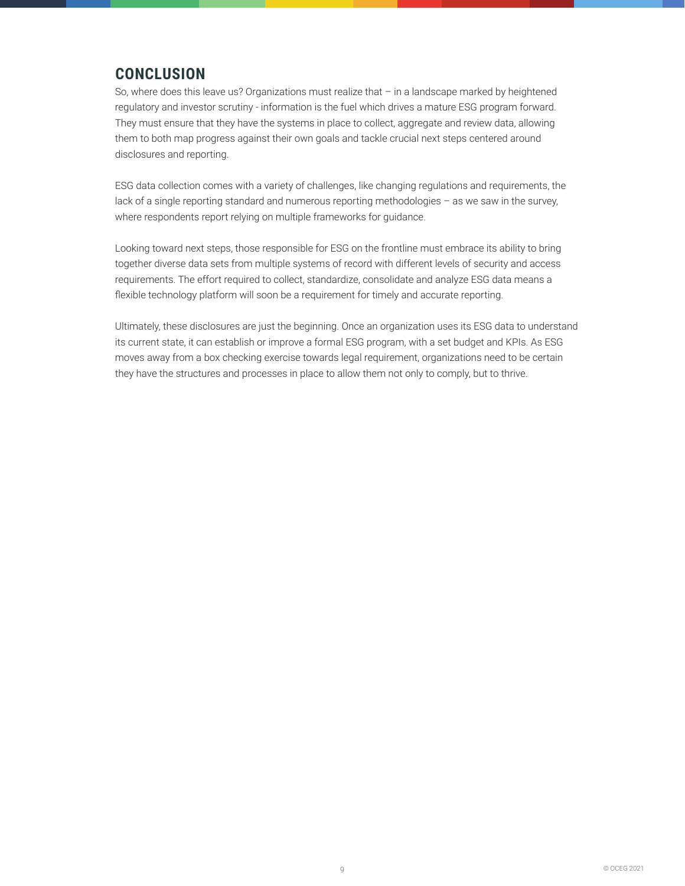## CONCLUSION

So, where does this leave us? Organizations must realize that – in a landscape marked by heightened regulatory and investor scrutiny - information is the fuel which drives a mature ESG program forward. They must ensure that they have the systems in place to collect, aggregate and review data, allowing them to both map progress against their own goals and tackle crucial next steps centered around disclosures and reporting.

ESG data collection comes with a variety of challenges, like changing regulations and requirements, the lack of a single reporting standard and numerous reporting methodologies – as we saw in the survey, where respondents report relying on multiple frameworks for guidance.

Looking toward next steps, those responsible for ESG on the frontline must embrace its ability to bring together diverse data sets from multiple systems of record with different levels of security and access requirements. The effort required to collect, standardize, consolidate and analyze ESG data means a flexible technology platform will soon be a requirement for timely and accurate reporting.

Ultimately, these disclosures are just the beginning. Once an organization uses its ESG data to understand its current state, it can establish or improve a formal ESG program, with a set budget and KPIs. As ESG moves away from a box checking exercise towards legal requirement, organizations need to be certain they have the structures and processes in place to allow them not only to comply, but to thrive.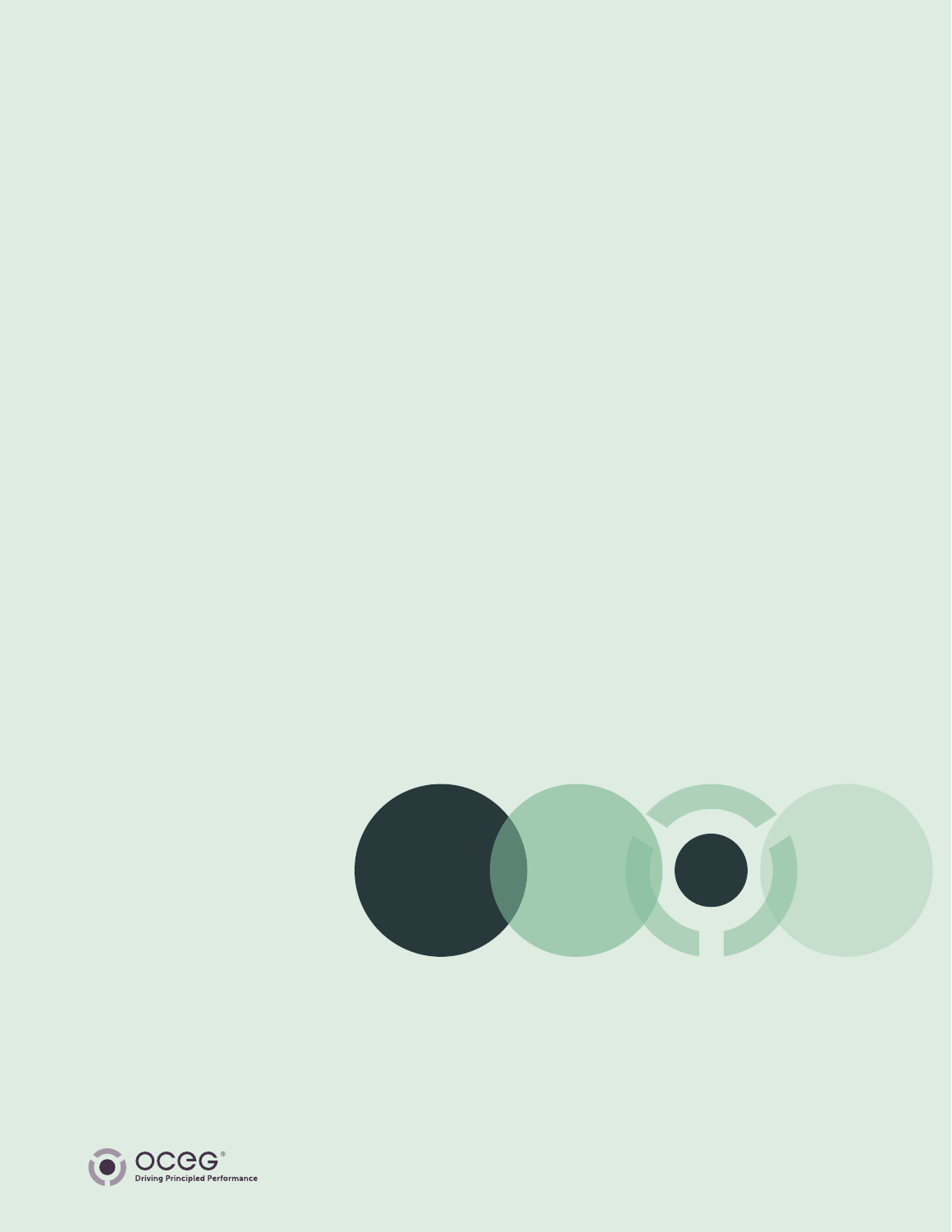OCEG®

Driving Principled Performance